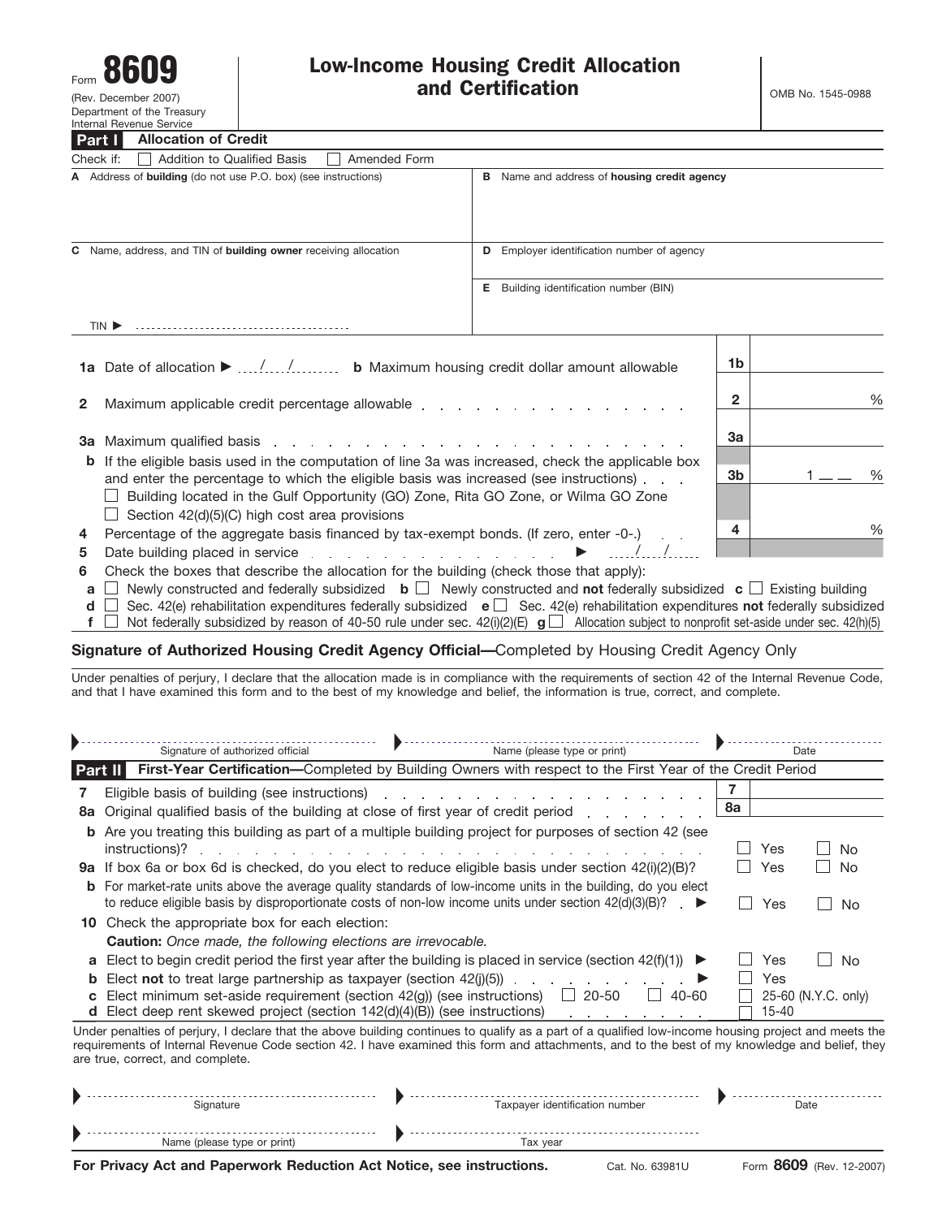Form **8609**
(Rev. December 2007)
Department of the Treasury
Internal Revenue Service

# Low-Income Housing Credit Allocation and Certification

OMB No. 1545-0988

## Part I Allocation of Credit

Check if: ☐ Addition to Qualified Basis ☐ Amended Form

| | |
|---|---|
| **A** Address of **building** (do not use P.O. box) (see instructions) | **B** Name and address of **housing credit agency** |
| **C** Name, address, and TIN of **building owner** receiving allocation<br><br>TIN ▶ | **D** Employer identification number of agency<br><br>**E** Building identification number (BIN) |

| | | | |
|---|---|---|---|
| **1a** | Date of allocation ▶ ___/___/___ **b** Maximum housing credit dollar amount allowable | **1b** | |
| **2** | Maximum applicable credit percentage allowable | **2** | % |
| **3a** | Maximum qualified basis | **3a** | |
| **b** | If the eligible basis used in the computation of line 3a was increased, check the applicable box and enter the percentage to which the eligible basis was increased (see instructions)<br>☐ Building located in the Gulf Opportunity (GO) Zone, Rita GO Zone, or Wilma GO Zone<br>☐ Section 42(d)(5)(C) high cost area provisions | **3b** | 1 ___ % |
| **4** | Percentage of the aggregate basis financed by tax-exempt bonds. (If zero, enter -0-.) | **4** | % |
| **5** | Date building placed in service ▶ ___/___/___ | | |

**6** Check the boxes that describe the allocation for the building (check those that apply):

- **a** ☐ Newly constructed and federally subsidized **b** ☐ Newly constructed and **not** federally subsidized **c** ☐ Existing building
- **d** ☐ Sec. 42(e) rehabilitation expenditures federally subsidized **e** ☐ Sec. 42(e) rehabilitation expenditures **not** federally subsidized
- **f** ☐ Not federally subsidized by reason of 40-50 rule under sec. 42(i)(2)(E) **g** ☐ Allocation subject to nonprofit set-aside under sec. 42(h)(5)

### Signature of Authorized Housing Credit Agency Official—Completed by Housing Credit Agency Only

Under penalties of perjury, I declare that the allocation made is in compliance with the requirements of section 42 of the Internal Revenue Code, and that I have examined this form and to the best of my knowledge and belief, the information is true, correct, and complete.

| ▶ Signature of authorized official | ▶ Name (please type or print) | ▶ Date |
|---|---|---|

## Part II First-Year Certification—Completed by Building Owners with respect to the First Year of the Credit Period

| | | | |
|---|---|---|---|
| **7** | Eligible basis of building (see instructions) | **7** | |
| **8a** | Original qualified basis of the building at close of first year of credit period | **8a** | |
| **b** | Are you treating this building as part of a multiple building project for purposes of section 42 (see instructions)? | | ☐ Yes ☐ No |
| **9a** | If box 6a or box 6d is checked, do you elect to reduce eligible basis under section 42(i)(2)(B)? | | ☐ Yes ☐ No |
| **b** | For market-rate units above the average quality standards of low-income units in the building, do you elect to reduce eligible basis by disproportionate costs of non-low income units under section 42(d)(3)(B)? ▶ | | ☐ Yes ☐ No |

**10** Check the appropriate box for each election:

**Caution:** *Once made, the following elections are irrevocable.*

- **a** Elect to begin credit period the first year after the building is placed in service (section 42(f)(1)) ▶ ☐ Yes ☐ No
- **b** Elect **not** to treat large partnership as taxpayer (section 42(j)(5)) ▶ ☐ Yes
- **c** Elect minimum set-aside requirement (section 42(g)) (see instructions) ☐ 20-50 ☐ 40-60 ☐ 25-60 (N.Y.C. only)
- **d** Elect deep rent skewed project (section 142(d)(4)(B)) (see instructions) ☐ 15-40

Under penalties of perjury, I declare that the above building continues to qualify as a part of a qualified low-income housing project and meets the requirements of Internal Revenue Code section 42. I have examined this form and attachments, and to the best of my knowledge and belief, they are true, correct, and complete.

| ▶ Signature | ▶ Taxpayer identification number | ▶ Date |
|---|---|---|
| ▶ Name (please type or print) | ▶ Tax year | |

**For Privacy Act and Paperwork Reduction Act Notice, see instructions.** Cat. No. 63981U Form **8609** (Rev. 12-2007)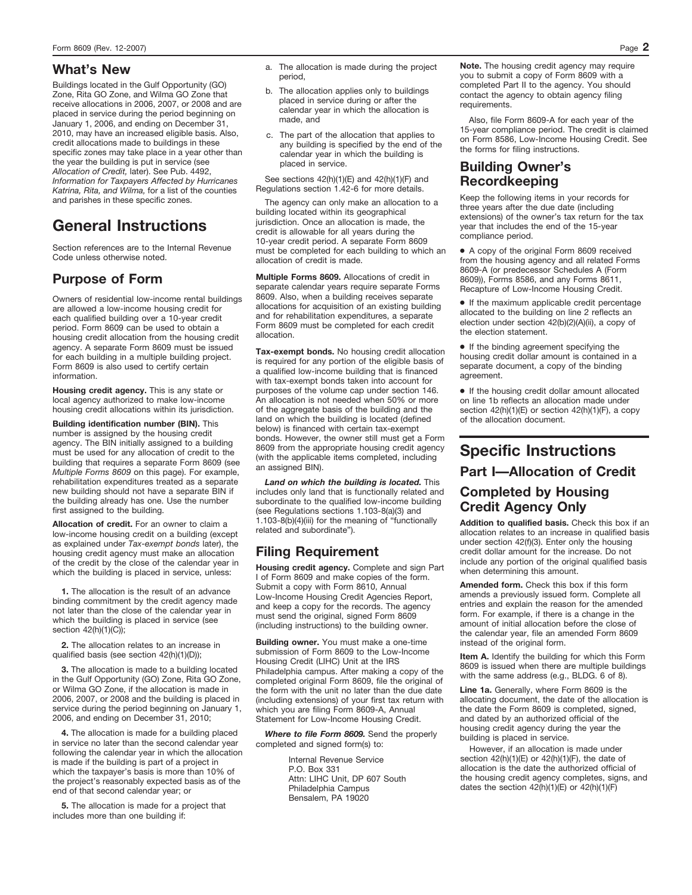## What's New

Buildings located in the Gulf Opportunity (GO) Zone, Rita GO Zone, and Wilma GO Zone that receive allocations in 2006, 2007, or 2008 and are placed in service during the period beginning on January 1, 2006, and ending on December 31, 2010, may have an increased eligible basis. Also, credit allocations made to buildings in these specific zones may take place in a year other than the year the building is put in service (see *Allocation of Credit,* later). See Pub. 4492, *Information for Taxpayers Affected by Hurricanes Katrina, Rita, and Wilma,* for a list of the counties and parishes in these specific zones.

# General Instructions

Section references are to the Internal Revenue Code unless otherwise noted.

## Purpose of Form

Owners of residential low-income rental buildings are allowed a low-income housing credit for each qualified building over a 10-year credit period. Form 8609 can be used to obtain a housing credit allocation from the housing credit agency. A separate Form 8609 must be issued for each building in a multiple building project. Form 8609 is also used to certify certain information.

**Housing credit agency.** This is any state or local agency authorized to make low-income housing credit allocations within its jurisdiction.

**Building identification number (BIN).** This number is assigned by the housing credit agency. The BIN initially assigned to a building must be used for any allocation of credit to the building that requires a separate Form 8609 (see *Multiple Forms 8609* on this page). For example, rehabilitation expenditures treated as a separate new building should not have a separate BIN if the building already has one. Use the number first assigned to the building.

**Allocation of credit.** For an owner to claim a low-income housing credit on a building (except as explained under *Tax-exempt bonds* later), the housing credit agency must make an allocation of the credit by the close of the calendar year in which the building is placed in service, unless:

**1.** The allocation is the result of an advance binding commitment by the credit agency made not later than the close of the calendar year in which the building is placed in service (see section 42(h)(1)(C));

**2.** The allocation relates to an increase in qualified basis (see section 42(h)(1)(D));

**3.** The allocation is made to a building located in the Gulf Opportunity (GO) Zone, Rita GO Zone, or Wilma GO Zone, if the allocation is made in 2006, 2007, or 2008 and the building is placed in service during the period beginning on January 1, 2006, and ending on December 31, 2010;

**4.** The allocation is made for a building placed in service no later than the second calendar year following the calendar year in which the allocation is made if the building is part of a project in which the taxpayer's basis is more than 10% of the project's reasonably expected basis as of the end of that second calendar year; or

**5.** The allocation is made for a project that includes more than one building if:

a. The allocation is made during the project period,

b. The allocation applies only to buildings placed in service during or after the calendar year in which the allocation is made, and

c. The part of the allocation that applies to any building is specified by the end of the calendar year in which the building is placed in service.

See sections 42(h)(1)(E) and 42(h)(1)(F) and Regulations section 1.42-6 for more details.

The agency can only make an allocation to a building located within its geographical jurisdiction. Once an allocation is made, the credit is allowable for all years during the 10-year credit period. A separate Form 8609 must be completed for each building to which an allocation of credit is made.

**Multiple Forms 8609.** Allocations of credit in separate calendar years require separate Forms 8609. Also, when a building receives separate allocations for acquisition of an existing building and for rehabilitation expenditures, a separate Form 8609 must be completed for each credit allocation.

**Tax-exempt bonds.** No housing credit allocation is required for any portion of the eligible basis of a qualified low-income building that is financed with tax-exempt bonds taken into account for purposes of the volume cap under section 146. An allocation is not needed when 50% or more of the aggregate basis of the building and the land on which the building is located (defined below) is financed with certain tax-exempt bonds. However, the owner still must get a Form 8609 from the appropriate housing credit agency (with the applicable items completed, including an assigned BIN).

***Land on which the building is located.*** This includes only land that is functionally related and subordinate to the qualified low-income building (see Regulations sections 1.103-8(a)(3) and 1.103-8(b)(4)(iii) for the meaning of "functionally related and subordinate").

## Filing Requirement

**Housing credit agency.** Complete and sign Part I of Form 8609 and make copies of the form. Submit a copy with Form 8610, Annual Low-Income Housing Credit Agencies Report, and keep a copy for the records. The agency must send the original, signed Form 8609 (including instructions) to the building owner.

**Building owner.** You must make a one-time submission of Form 8609 to the Low-Income Housing Credit (LIHC) Unit at the IRS Philadelphia campus. After making a copy of the completed original Form 8609, file the original of the form with the unit no later than the due date (including extensions) of your first tax return with which you are filing Form 8609-A, Annual Statement for Low-Income Housing Credit.

***Where to file Form 8609.*** Send the properly completed and signed form(s) to:

Internal Revenue Service
P.O. Box 331
Attn: LIHC Unit, DP 607 South
Philadelphia Campus
Bensalem, PA 19020

**Note.** The housing credit agency may require you to submit a copy of Form 8609 with a completed Part II to the agency. You should contact the agency to obtain agency filing requirements.

Also, file Form 8609-A for each year of the 15-year compliance period. The credit is claimed on Form 8586, Low-Income Housing Credit. See the forms for filing instructions.

## Building Owner's Recordkeeping

Keep the following items in your records for three years after the due date (including extensions) of the owner's tax return for the tax year that includes the end of the 15-year compliance period.

- A copy of the original Form 8609 received from the housing agency and all related Forms 8609-A (or predecessor Schedules A (Form 8609)), Forms 8586, and any Forms 8611, Recapture of Low-Income Housing Credit.
- If the maximum applicable credit percentage allocated to the building on line 2 reflects an election under section 42(b)(2)(A)(ii), a copy of the election statement.
- If the binding agreement specifying the housing credit dollar amount is contained in a separate document, a copy of the binding agreement.
- If the housing credit dollar amount allocated on line 1b reflects an allocation made under section 42(h)(1)(E) or section 42(h)(1)(F), a copy of the allocation document.

# Specific Instructions

## Part I—Allocation of Credit

## Completed by Housing Credit Agency Only

**Addition to qualified basis.** Check this box if an allocation relates to an increase in qualified basis under section 42(f)(3). Enter only the housing credit dollar amount for the increase. Do not include any portion of the original qualified basis when determining this amount.

**Amended form.** Check this box if this form amends a previously issued form. Complete all entries and explain the reason for the amended form. For example, if there is a change in the amount of initial allocation before the close of the calendar year, file an amended Form 8609 instead of the original form.

**Item A.** Identify the building for which this Form 8609 is issued when there are multiple buildings with the same address (e.g., BLDG. 6 of 8).

**Line 1a.** Generally, where Form 8609 is the allocating document, the date of the allocation is the date the Form 8609 is completed, signed, and dated by an authorized official of the housing credit agency during the year the building is placed in service.

However, if an allocation is made under section 42(h)(1)(E) or 42(h)(1)(F), the date of allocation is the date the authorized official of the housing credit agency completes, signs, and dates the section 42(h)(1)(E) or 42(h)(1)(F)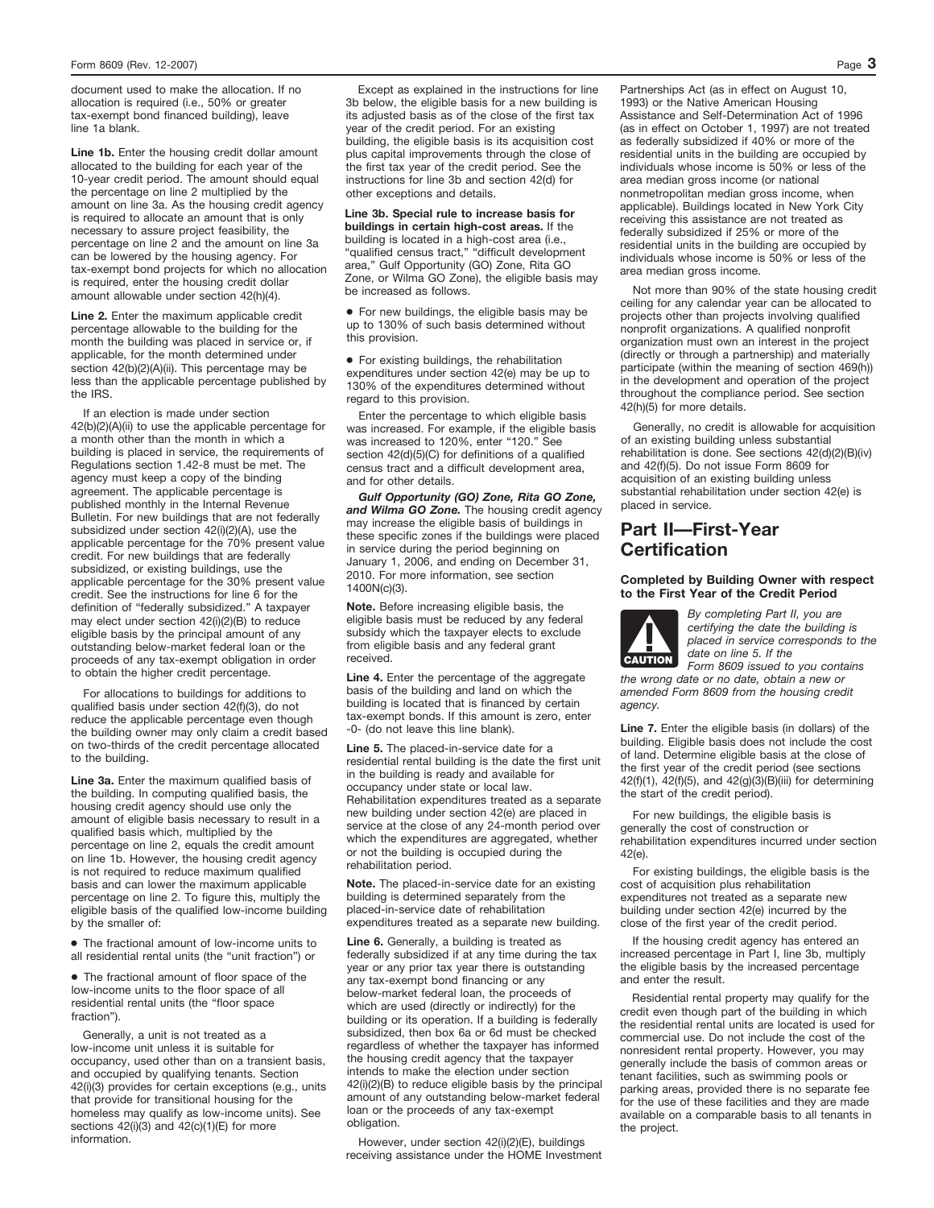document used to make the allocation. If no allocation is required (i.e., 50% or greater tax-exempt bond financed building), leave line 1a blank.

**Line 1b.** Enter the housing credit dollar amount allocated to the building for each year of the 10-year credit period. The amount should equal the percentage on line 2 multiplied by the amount on line 3a. As the housing credit agency is required to allocate an amount that is only necessary to assure project feasibility, the percentage on line 2 and the amount on line 3a can be lowered by the housing agency. For tax-exempt bond projects for which no allocation is required, enter the housing credit dollar amount allowable under section 42(h)(4).

**Line 2.** Enter the maximum applicable credit percentage allowable to the building for the month the building was placed in service or, if applicable, for the month determined under section 42(b)(2)(A)(ii). This percentage may be less than the applicable percentage published by the IRS.

If an election is made under section 42(b)(2)(A)(ii) to use the applicable percentage for a month other than the month in which a building is placed in service, the requirements of Regulations section 1.42-8 must be met. The agency must keep a copy of the binding agreement. The applicable percentage is published monthly in the Internal Revenue Bulletin. For new buildings that are not federally subsidized under section 42(i)(2)(A), use the applicable percentage for the 70% present value credit. For new buildings that are federally subsidized, or existing buildings, use the applicable percentage for the 30% present value credit. See the instructions for line 6 for the definition of "federally subsidized." A taxpayer may elect under section 42(i)(2)(B) to reduce eligible basis by the principal amount of any outstanding below-market federal loan or the proceeds of any tax-exempt obligation in order to obtain the higher credit percentage.

For allocations to buildings for additions to qualified basis under section 42(f)(3), do not reduce the applicable percentage even though the building owner may only claim a credit based on two-thirds of the credit percentage allocated to the building.

**Line 3a.** Enter the maximum qualified basis of the building. In computing qualified basis, the housing credit agency should use only the amount of eligible basis necessary to result in a qualified basis which, multiplied by the percentage on line 2, equals the credit amount on line 1b. However, the housing credit agency is not required to reduce maximum qualified basis and can lower the maximum applicable percentage on line 2. To figure this, multiply the eligible basis of the qualified low-income building by the smaller of:

- The fractional amount of low-income units to all residential rental units (the "unit fraction") or
- The fractional amount of floor space of the low-income units to the floor space of all residential rental units (the "floor space fraction").

Generally, a unit is not treated as a low-income unit unless it is suitable for occupancy, used other than on a transient basis, and occupied by qualifying tenants. Section 42(i)(3) provides for certain exceptions (e.g., units that provide for transitional housing for the homeless may qualify as low-income units). See sections 42(i)(3) and 42(c)(1)(E) for more information.

Except as explained in the instructions for line 3b below, the eligible basis for a new building is its adjusted basis as of the close of the first tax year of the credit period. For an existing building, the eligible basis is its acquisition cost plus capital improvements through the close of the first tax year of the credit period. See the instructions for line 3b and section 42(d) for other exceptions and details.

**Line 3b. Special rule to increase basis for buildings in certain high-cost areas.** If the building is located in a high-cost area (i.e., "qualified census tract," "difficult development area," Gulf Opportunity (GO) Zone, Rita GO Zone, or Wilma GO Zone), the eligible basis may be increased as follows.

- For new buildings, the eligible basis may be up to 130% of such basis determined without this provision.
- For existing buildings, the rehabilitation expenditures under section 42(e) may be up to 130% of the expenditures determined without regard to this provision.

Enter the percentage to which eligible basis was increased. For example, if the eligible basis was increased to 120%, enter "120." See section 42(d)(5)(C) for definitions of a qualified census tract and a difficult development area, and for other details.

***Gulf Opportunity (GO) Zone, Rita GO Zone, and Wilma GO Zone.*** The housing credit agency may increase the eligible basis of buildings in these specific zones if the buildings were placed in service during the period beginning on January 1, 2006, and ending on December 31, 2010. For more information, see section 1400N(c)(3).

**Note.** Before increasing eligible basis, the eligible basis must be reduced by any federal subsidy which the taxpayer elects to exclude from eligible basis and any federal grant received.

**Line 4.** Enter the percentage of the aggregate basis of the building and land on which the building is located that is financed by certain tax-exempt bonds. If this amount is zero, enter -0- (do not leave this line blank).

**Line 5.** The placed-in-service date for a residential rental building is the date the first unit in the building is ready and available for occupancy under state or local law. Rehabilitation expenditures treated as a separate new building under section 42(e) are placed in service at the close of any 24-month period over which the expenditures are aggregated, whether or not the building is occupied during the rehabilitation period.

**Note.** The placed-in-service date for an existing building is determined separately from the placed-in-service date of rehabilitation expenditures treated as a separate new building.

**Line 6.** Generally, a building is treated as federally subsidized if at any time during the tax year or any prior tax year there is outstanding any tax-exempt bond financing or any below-market federal loan, the proceeds of which are used (directly or indirectly) for the building or its operation. If a building is federally subsidized, then box 6a or 6d must be checked regardless of whether the taxpayer has informed the housing credit agency that the taxpayer intends to make the election under section 42(i)(2)(B) to reduce eligible basis by the principal amount of any outstanding below-market federal loan or the proceeds of any tax-exempt obligation.

However, under section 42(i)(2)(E), buildings receiving assistance under the HOME Investment Partnerships Act (as in effect on August 10, 1993) or the Native American Housing Assistance and Self-Determination Act of 1996 (as in effect on October 1, 1997) are not treated as federally subsidized if 40% or more of the residential units in the building are occupied by individuals whose income is 50% or less of the area median gross income (or national nonmetropolitan median gross income, when applicable). Buildings located in New York City receiving this assistance are not treated as federally subsidized if 25% or more of the residential units in the building are occupied by individuals whose income is 50% or less of the area median gross income.

Not more than 90% of the state housing credit ceiling for any calendar year can be allocated to projects other than projects involving qualified nonprofit organizations. A qualified nonprofit organization must own an interest in the project (directly or through a partnership) and materially participate (within the meaning of section 469(h)) in the development and operation of the project throughout the compliance period. See section 42(h)(5) for more details.

Generally, no credit is allowable for acquisition of an existing building unless substantial rehabilitation is done. See sections 42(d)(2)(B)(iv) and 42(f)(5). Do not issue Form 8609 for acquisition of an existing building unless substantial rehabilitation under section 42(e) is placed in service.

## Part II—First-Year Certification

### Completed by Building Owner with respect to the First Year of the Credit Period

**CAUTION** *By completing Part II, you are certifying the date the building is placed in service corresponds to the date on line 5. If the Form 8609 issued to you contains the wrong date or no date, obtain a new or amended Form 8609 from the housing credit agency.*

**Line 7.** Enter the eligible basis (in dollars) of the building. Eligible basis does not include the cost of land. Determine eligible basis at the close of the first year of the credit period (see sections 42(f)(1), 42(f)(5), and 42(g)(3)(B)(iii) for determining the start of the credit period).

For new buildings, the eligible basis is generally the cost of construction or rehabilitation expenditures incurred under section 42(e).

For existing buildings, the eligible basis is the cost of acquisition plus rehabilitation expenditures not treated as a separate new building under section 42(e) incurred by the close of the first year of the credit period.

If the housing credit agency has entered an increased percentage in Part I, line 3b, multiply the eligible basis by the increased percentage and enter the result.

Residential rental property may qualify for the credit even though part of the building in which the residential rental units are located is used for commercial use. Do not include the cost of the nonresident rental property. However, you may generally include the basis of common areas or tenant facilities, such as swimming pools or parking areas, provided there is no separate fee for the use of these facilities and they are made available on a comparable basis to all tenants in the project.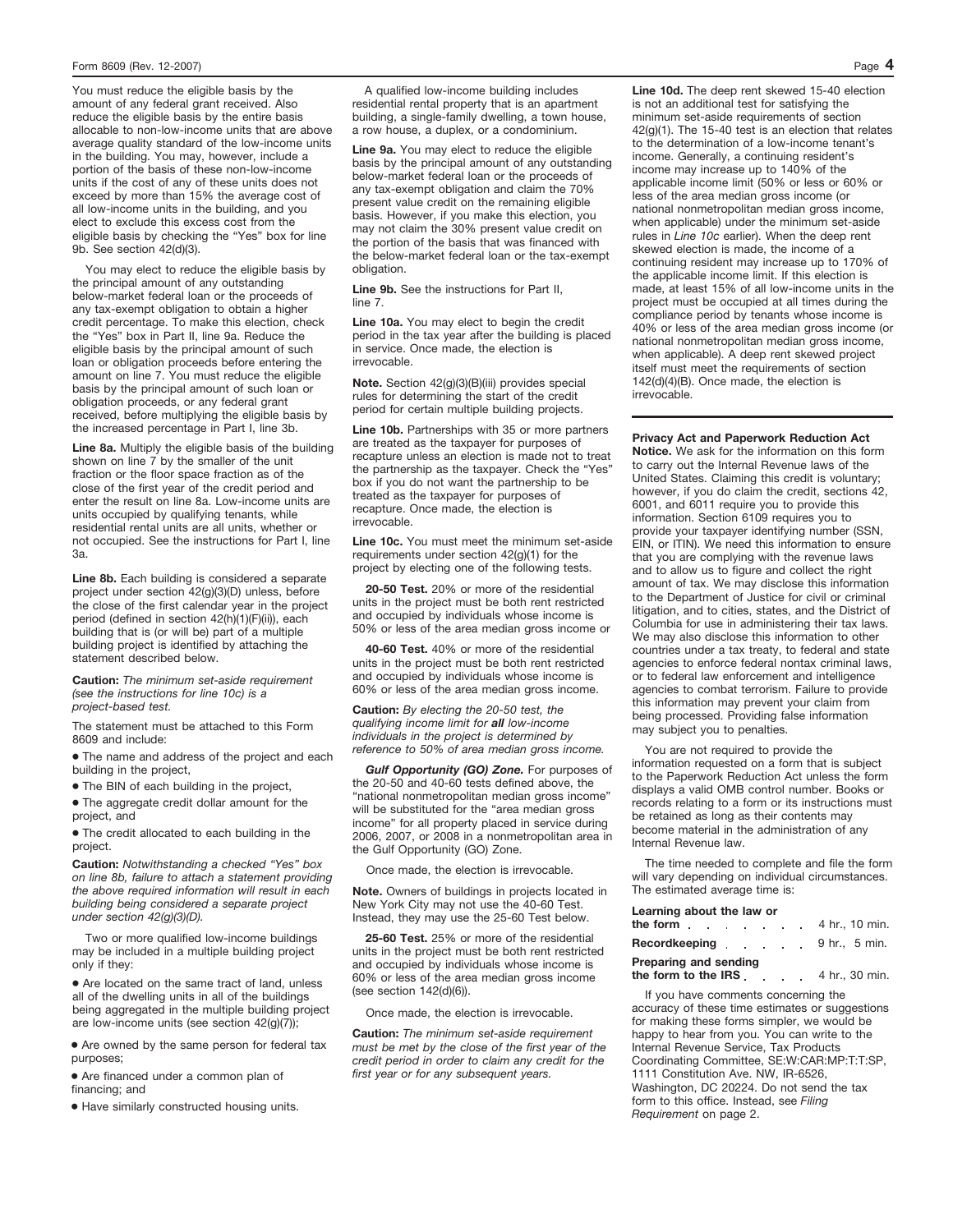You must reduce the eligible basis by the amount of any federal grant received. Also reduce the eligible basis by the entire basis allocable to non-low-income units that are above average quality standard of the low-income units in the building. You may, however, include a portion of the basis of these non-low-income units if the cost of any of these units does not exceed by more than 15% the average cost of all low-income units in the building, and you elect to exclude this excess cost from the eligible basis by checking the "Yes" box for line 9b. See section 42(d)(3).

You may elect to reduce the eligible basis by the principal amount of any outstanding below-market federal loan or the proceeds of any tax-exempt obligation to obtain a higher credit percentage. To make this election, check the "Yes" box in Part II, line 9a. Reduce the eligible basis by the principal amount of such loan or obligation proceeds before entering the amount on line 7. You must reduce the eligible basis by the principal amount of such loan or obligation proceeds, or any federal grant received, before multiplying the eligible basis by the increased percentage in Part I, line 3b.

**Line 8a.** Multiply the eligible basis of the building shown on line 7 by the smaller of the unit fraction or the floor space fraction as of the close of the first year of the credit period and enter the result on line 8a. Low-income units are units occupied by qualifying tenants, while residential rental units are all units, whether or not occupied. See the instructions for Part I, line 3a.

**Line 8b.** Each building is considered a separate project under section 42(g)(3)(D) unless, before the close of the first calendar year in the project period (defined in section 42(h)(1)(F)(ii)), each building that is (or will be) part of a multiple building project is identified by attaching the statement described below.

**Caution:** *The minimum set-aside requirement (see the instructions for line 10c) is a project-based test.*

The statement must be attached to this Form 8609 and include:

- The name and address of the project and each building in the project,
- The BIN of each building in the project,
- The aggregate credit dollar amount for the project, and
- The credit allocated to each building in the project.

**Caution:** *Notwithstanding a checked "Yes" box on line 8b, failure to attach a statement providing the above required information will result in each building being considered a separate project under section 42(g)(3)(D).*

Two or more qualified low-income buildings may be included in a multiple building project only if they:

- Are located on the same tract of land, unless all of the dwelling units in all of the buildings being aggregated in the multiple building project are low-income units (see section 42(g)(7));
- Are owned by the same person for federal tax purposes;
- Are financed under a common plan of financing; and
- Have similarly constructed housing units.

A qualified low-income building includes residential rental property that is an apartment building, a single-family dwelling, a town house, a row house, a duplex, or a condominium.

**Line 9a.** You may elect to reduce the eligible basis by the principal amount of any outstanding below-market federal loan or the proceeds of any tax-exempt obligation and claim the 70% present value credit on the remaining eligible basis. However, if you make this election, you may not claim the 30% present value credit on the portion of the basis that was financed with the below-market federal loan or the tax-exempt obligation.

**Line 9b.** See the instructions for Part II, line 7.

**Line 10a.** You may elect to begin the credit period in the tax year after the building is placed in service. Once made, the election is irrevocable.

**Note.** Section 42(g)(3)(B)(iii) provides special rules for determining the start of the credit period for certain multiple building projects.

**Line 10b.** Partnerships with 35 or more partners are treated as the taxpayer for purposes of recapture unless an election is made not to treat the partnership as the taxpayer. Check the "Yes" box if you do not want the partnership to be treated as the taxpayer for purposes of recapture. Once made, the election is irrevocable.

**Line 10c.** You must meet the minimum set-aside requirements under section 42(g)(1) for the project by electing one of the following tests.

**20-50 Test.** 20% or more of the residential units in the project must be both rent restricted and occupied by individuals whose income is 50% or less of the area median gross income or

**40-60 Test.** 40% or more of the residential units in the project must be both rent restricted and occupied by individuals whose income is 60% or less of the area median gross income.

**Caution:** *By electing the 20-50 test, the qualifying income limit for **all** low-income individuals in the project is determined by reference to 50% of area median gross income.*

***Gulf Opportunity (GO) Zone.*** For purposes of the 20-50 and 40-60 tests defined above, the "national nonmetropolitan median gross income" will be substituted for the "area median gross income" for all property placed in service during 2006, 2007, or 2008 in a nonmetropolitan area in the Gulf Opportunity (GO) Zone.

Once made, the election is irrevocable.

**Note.** Owners of buildings in projects located in New York City may not use the 40-60 Test. Instead, they may use the 25-60 Test below.

**25-60 Test.** 25% or more of the residential units in the project must be both rent restricted and occupied by individuals whose income is 60% or less of the area median gross income (see section 142(d)(6)).

Once made, the election is irrevocable.

**Caution:** *The minimum set-aside requirement must be met by the close of the first year of the credit period in order to claim any credit for the first year or for any subsequent years.*

**Line 10d.** The deep rent skewed 15-40 election is not an additional test for satisfying the minimum set-aside requirements of section 42(g)(1). The 15-40 test is an election that relates to the determination of a low-income tenant's income. Generally, a continuing resident's income may increase up to 140% of the applicable income limit (50% or less or 60% or less of the area median gross income (or national nonmetropolitan median gross income, when applicable) under the minimum set-aside rules in *Line 10c* earlier). When the deep rent skewed election is made, the income of a continuing resident may increase up to 170% of the applicable income limit. If this election is made, at least 15% of all low-income units in the project must be occupied at all times during the compliance period by tenants whose income is 40% or less of the area median gross income (or national nonmetropolitan median gross income, when applicable). A deep rent skewed project itself must meet the requirements of section 142(d)(4)(B). Once made, the election is irrevocable.

**Privacy Act and Paperwork Reduction Act Notice.** We ask for the information on this form to carry out the Internal Revenue laws of the United States. Claiming this credit is voluntary; however, if you do claim the credit, sections 42, 6001, and 6011 require you to provide this information. Section 6109 requires you to provide your taxpayer identifying number (SSN, EIN, or ITIN). We need this information to ensure that you are complying with the revenue laws and to allow us to figure and collect the right amount of tax. We may disclose this information to the Department of Justice for civil or criminal litigation, and to cities, states, and the District of Columbia for use in administering their tax laws. We may also disclose this information to other countries under a tax treaty, to federal and state agencies to enforce federal nontax criminal laws, or to federal law enforcement and intelligence agencies to combat terrorism. Failure to provide this information may prevent your claim from being processed. Providing false information may subject you to penalties.

You are not required to provide the information requested on a form that is subject to the Paperwork Reduction Act unless the form displays a valid OMB control number. Books or records relating to a form or its instructions must be retained as long as their contents may become material in the administration of any Internal Revenue law.

The time needed to complete and file the form will vary depending on individual circumstances. The estimated average time is:

| | |
|---|---|
| **Learning about the law or the form** | 4 hr., 10 min. |
| **Recordkeeping** | 9 hr., 5 min. |
| **Preparing and sending the form to the IRS** | 4 hr., 30 min. |

If you have comments concerning the accuracy of these time estimates or suggestions for making these forms simpler, we would be happy to hear from you. You can write to the Internal Revenue Service, Tax Products Coordinating Committee, SE:W:CAR:MP:T:T:SP, 1111 Constitution Ave. NW, IR-6526, Washington, DC 20224. Do not send the tax form to this office. Instead, see *Filing Requirement* on page 2.